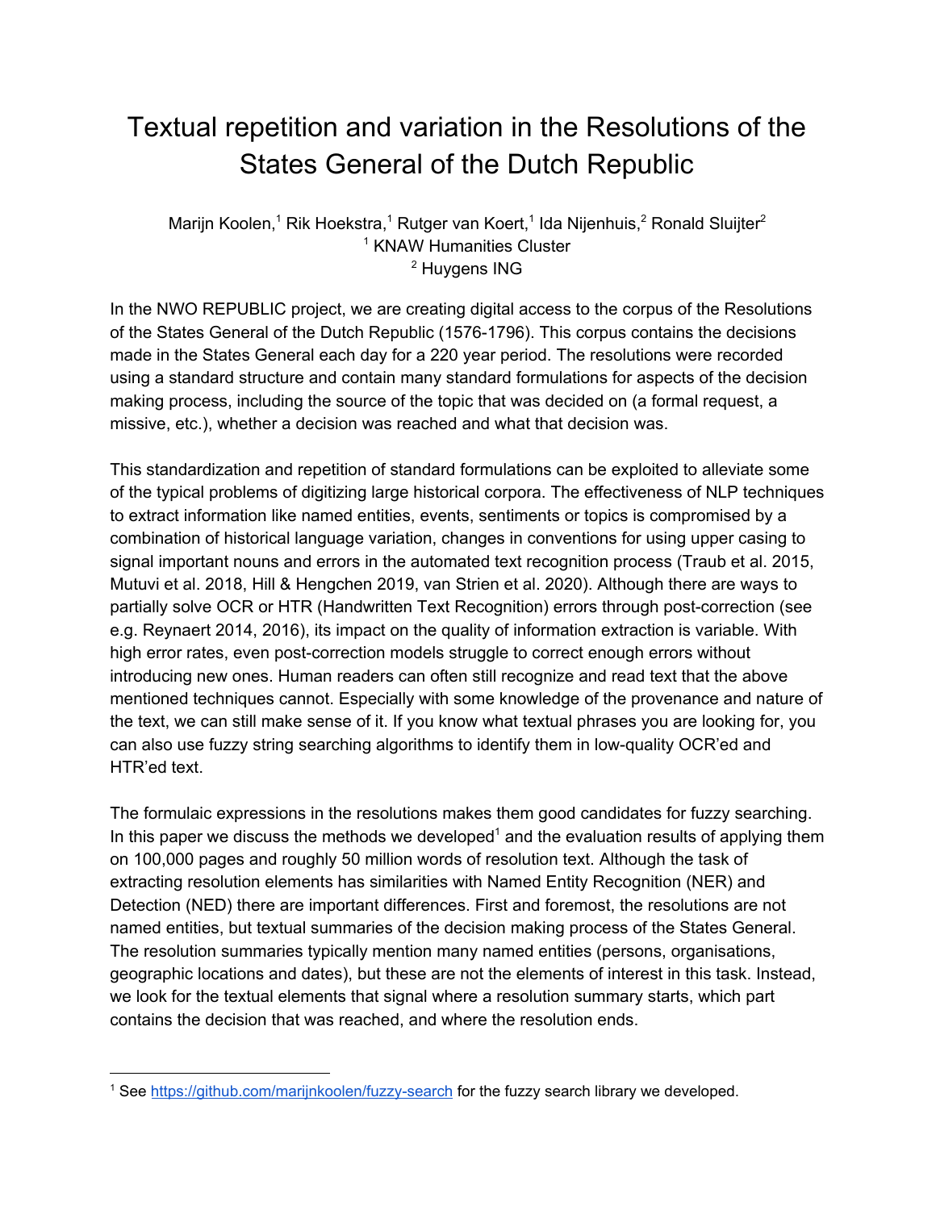# Textual repetition and variation in the Resolutions of the States General of the Dutch Republic

Marijn Koolen,[1] Rik Hoekstra,[1] Rutger van Koert,[1] Ida Nijenhuis,[2] Ronald Sluijter[2]

[1] KNAW Humanities Cluster

[2] Huygens ING

In the NWO REPUBLIC project, we are creating digital access to the corpus of the Resolutions of the States General of the Dutch Republic (1576-1796). This corpus contains the decisions made in the States General each day for a 220 year period. The resolutions were recorded using a standard structure and contain many standard formulations for aspects of the decision making process, including the source of the topic that was decided on (a formal request, a missive, etc.), whether a decision was reached and what that decision was.

This standardization and repetition of standard formulations can be exploited to alleviate some of the typical problems of digitizing large historical corpora. The effectiveness of NLP techniques to extract information like named entities, events, sentiments or topics is compromised by a combination of historical language variation, changes in conventions for using upper casing to signal important nouns and errors in the automated text recognition process (Traub et al. 2015, Mutuvi et al. 2018, Hill & Hengchen 2019, van Strien et al. 2020). Although there are ways to partially solve OCR or HTR (Handwritten Text Recognition) errors through post-correction (see e.g. Reynaert 2014, 2016), its impact on the quality of information extraction is variable. With high error rates, even post-correction models struggle to correct enough errors without introducing new ones. Human readers can often still recognize and read text that the above mentioned techniques cannot. Especially with some knowledge of the provenance and nature of the text, we can still make sense of it. If you know what textual phrases you are looking for, you can also use fuzzy string searching algorithms to identify them in low-quality OCR'ed and HTR'ed text.

The formulaic expressions in the resolutions makes them good candidates for fuzzy searching. In this paper we discuss the methods we developed[1] and the evaluation results of applying them on 100,000 pages and roughly 50 million words of resolution text. Although the task of extracting resolution elements has similarities with Named Entity Recognition (NER) and Detection (NED) there are important differences. First and foremost, the resolutions are not named entities, but textual summaries of the decision making process of the States General. The resolution summaries typically mention many named entities (persons, organisations, geographic locations and dates), but these are not the elements of interest in this task. Instead, we look for the textual elements that signal where a resolution summary starts, which part contains the decision that was reached, and where the resolution ends.

---

[1] See https://github.com/marijnkoolen/fuzzy-search for the fuzzy search library we developed.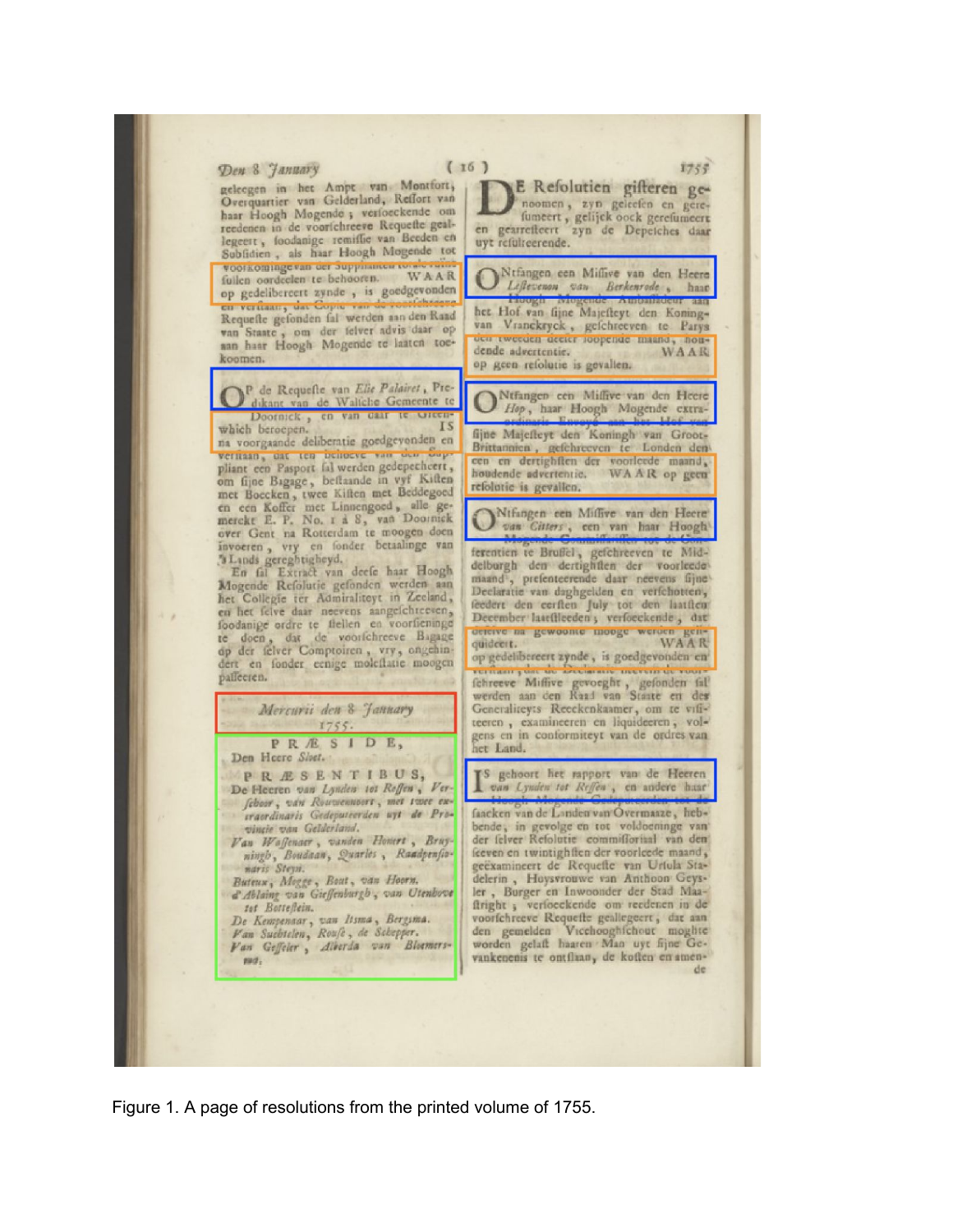geleegen in het Ampt van Montfort, Overquartier van Gelderland, Ressort van haar Hoogh Mogende; versoeckende om reedenen in de voorschreeve Requeste geallegeert, soodanige remissie van Beeden en Subsidien, als haar Hoogh Mogende tot voorkominge van der Supplianten totale ruïne sullen oordeelen te behooren. WAAR op gedelibereert zynde, is goedgevonden en verstaan, dat Copie van de voorschreeve Requeste gesonden sal werden aan den Raad van Staate, om der selver advis daar op aan haar Hoogh Mogende te laaten toekoomen.

OP de Requeste van *Elie Palairet*, Predikant van de Walsche Gemeente te Doornick, en van daar te Greenwhich beroepen. IS na voorgaande deliberatie goedgevonden en verstaan, dat ten behoeve van den Suppliant een Pasport sal werden gedepecheert, om sijne Bagage, bestaande in vyf Kisten met Boecken, twee Kisten met Beddegoed en een Koffer met Linnengoed, alle gemerckt E. P. No. 1 à 8, van Doornick over Gent na Rotterdam te moogen doen invoeren, vry en sonder betalinge van 's Lands gereghtigheyd.

En sal Extract van deese haar Hoogh Mogende Resolutie gesonden werden aan het Collegie ter Admiraliteyt in Zeeland, en het selve daar neevens aangeschreeven, soodanige ordre te stellen en voorsieninge te doen, dat de voorschreeve Bagage op der selver Comptoiren, vry, ongehindert en sonder eenige molestatie moogen passeeren.

*Mercurii den 8 January*
*1755.*

PRÆSIDE,
Den Heere *Sloet*.

PRÆSENTIBUS,
De Heeren van *Lynden tot Ressen*, *Verschoor*, *van Rouwenoort*, *met twee extraordinaris Gedeputeerden uyt de Provincie van Gelderland*.
*Van Wassenaer*, *vanden Honert*, *Bruyningh*, *Boudaan*, *Quarles*, *Raadpensionaris Steyn*.
*Buteux*, *Megge*, *Bout*, *van Hoorn*.
*d'Ablaing van Giessenburgh*, *van Utenhove tot Bottestein*.
*De Kempenaar*, *van Itsma*, *Bergsma*.
*Van Suchtelen*, *Rouse*, *de Schepper*.
*Van Gesseler*, *Alberda van Bloemersma*.

DE Resolutien gisteren genoomen, zyn geleesen en geresumeert, gelijck oock geresumeert en geaaresteert zyn de Depesches daar uyt resulteerende.

ONtfangen een Missive van den Heere *Lestevenon van Berkenrode*, haar Hoogh Mogende Ambassadeur aan het Hof van sijne Majesteyt den Koning van Vranckryck, geschreeven te Parys den tweeden deeser loopende maand, houdende advertentie. WAAR op geen resolutie is gevallen.

ONtfangen een Missive van den Heere *Hop*, haar Hoogh Mogende extraordinaris Envoyé aan het Hof van sijne Majesteyt den Koningh van Groot-Brittannien, geschreeven te Londen den een en dertighsten der voorleede maand, houdende advertentie. WAAR op geen resolutie is gevallen.

ONtfangen een Missive van den Heere *van Citters*, een van haar Hoogh Mogende Commissarissen tot de Conferentien te Brussel, geschreeven te Middelburgh den dertighsten der voorleede maand, presenteerende daar neevens sijne Declaratie van daghgelden en verschotten, seedert den eersten July tot den laatsten December laatstleeden; versoeckende, dat deselve na gewoonte mooge werden geliquideert. WAAR op gedelibereert zynde, is goedgevonden en verstaan, dat de Declaratie neevens de voorschreeve Missive gevoeght, gesonden sal werden aan den Raad van Staate en der Generaliteyts Reeckenkaamer, om te visiteeren, examineeren en liquideeren, volgens en in conformiteyt van de ordres van het Land.

IS gehoort het rapport van de Heeren *van Lynden tot Ressen*, en andere haar Hoogh Mogende Gedeputeerden tot de saacken van de Landen van Overmaaze, hebbende, in gevolge en tot voldoeninge van der selver Resolutie commissoriaal van den seeven en twintighsten der voorleede maand, geëxamineert de Requeste van Ursula Stadelerin, Huysvrouwe van Anthoon Geysler, Burger en Inwoonder der Stad Maastright; versoeckende om reedenen in de voorschreeve Requeste geallegeert, dat aan den gemelden Vicehooghschout moghte worden gelast haaren Man uyt sijne Gevankenenis te ontslaan, de kosten en amende

Figure 1. A page of resolutions from the printed volume of 1755.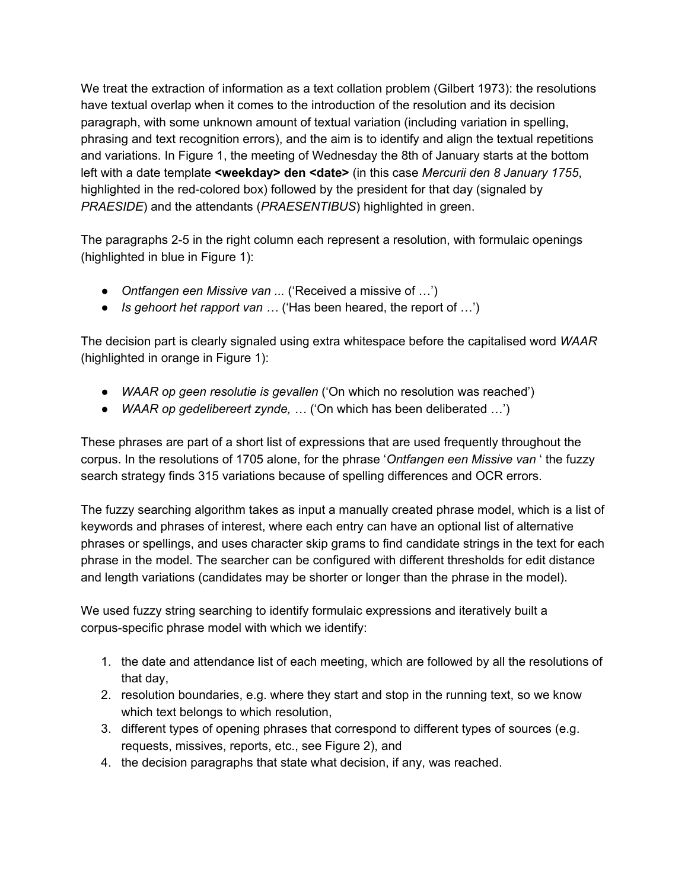We treat the extraction of information as a text collation problem (Gilbert 1973): the resolutions have textual overlap when it comes to the introduction of the resolution and its decision paragraph, with some unknown amount of textual variation (including variation in spelling, phrasing and text recognition errors), and the aim is to identify and align the textual repetitions and variations. In Figure 1, the meeting of Wednesday the 8th of January starts at the bottom left with a date template **<weekday> den <date>** (in this case *Mercurii den 8 January 1755*, highlighted in the red-colored box) followed by the president for that day (signaled by *PRAESIDE*) and the attendants (*PRAESENTIBUS*) highlighted in green.

The paragraphs 2-5 in the right column each represent a resolution, with formulaic openings (highlighted in blue in Figure 1):

- *Ontfangen een Missive van ...* ('Received a missive of …')
- *Is gehoort het rapport van …* ('Has been heared, the report of …')

The decision part is clearly signaled using extra whitespace before the capitalised word *WAAR* (highlighted in orange in Figure 1):

- *WAAR op geen resolutie is gevallen* ('On which no resolution was reached')
- *WAAR op gedelibereert zynde, …* ('On which has been deliberated …')

These phrases are part of a short list of expressions that are used frequently throughout the corpus. In the resolutions of 1705 alone, for the phrase '*Ontfangen een Missive van* ' the fuzzy search strategy finds 315 variations because of spelling differences and OCR errors.

The fuzzy searching algorithm takes as input a manually created phrase model, which is a list of keywords and phrases of interest, where each entry can have an optional list of alternative phrases or spellings, and uses character skip grams to find candidate strings in the text for each phrase in the model. The searcher can be configured with different thresholds for edit distance and length variations (candidates may be shorter or longer than the phrase in the model).

We used fuzzy string searching to identify formulaic expressions and iteratively built a corpus-specific phrase model with which we identify:

1. the date and attendance list of each meeting, which are followed by all the resolutions of that day,
2. resolution boundaries, e.g. where they start and stop in the running text, so we know which text belongs to which resolution,
3. different types of opening phrases that correspond to different types of sources (e.g. requests, missives, reports, etc., see Figure 2), and
4. the decision paragraphs that state what decision, if any, was reached.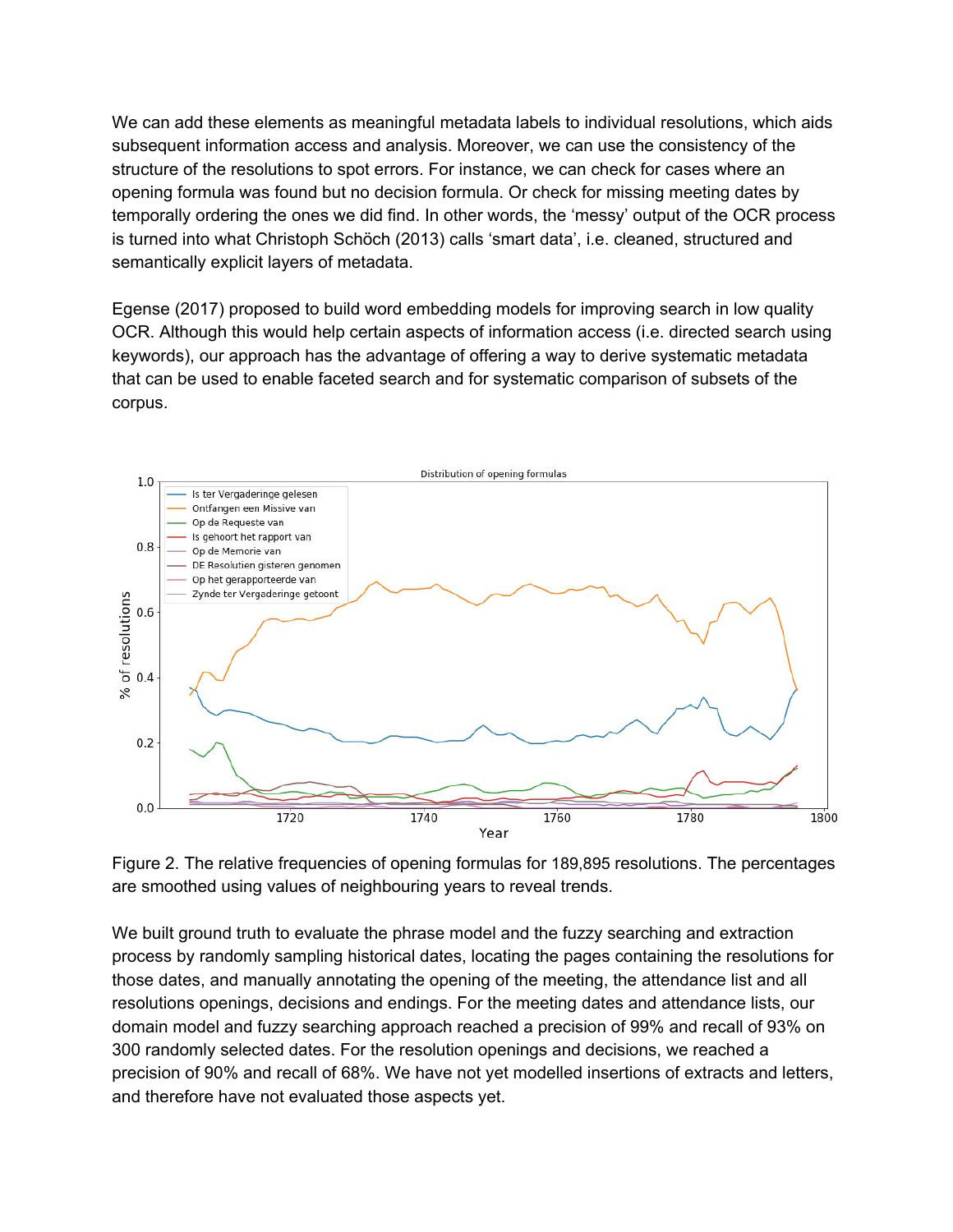We can add these elements as meaningful metadata labels to individual resolutions, which aids subsequent information access and analysis. Moreover, we can use the consistency of the structure of the resolutions to spot errors. For instance, we can check for cases where an opening formula was found but no decision formula. Or check for missing meeting dates by temporally ordering the ones we did find. In other words, the 'messy' output of the OCR process is turned into what Christoph Schöch (2013) calls 'smart data', i.e. cleaned, structured and semantically explicit layers of metadata.

Egense (2017) proposed to build word embedding models for improving search in low quality OCR. Although this would help certain aspects of information access (i.e. directed search using keywords), our approach has the advantage of offering a way to derive systematic metadata that can be used to enable faceted search and for systematic comparison of subsets of the corpus.

Distribution of opening formulas

Is ter Vergaderinge gelesen
Ontfangen een Missive van
Op de Requeste van
Is gehoort het rapport van
Op de Memorie van
DE Resolutien gisteren genomen
Op het gerapporteerde van
Zynde ter Vergaderinge getoont

% of resolutions

1.0
0.8
0.6
0.4
0.2
0.0

1720
1740
1760
1780
1800

Year

Figure 2. The relative frequencies of opening formulas for 189,895 resolutions. The percentages are smoothed using values of neighbouring years to reveal trends.

We built ground truth to evaluate the phrase model and the fuzzy searching and extraction process by randomly sampling historical dates, locating the pages containing the resolutions for those dates, and manually annotating the opening of the meeting, the attendance list and all resolutions openings, decisions and endings. For the meeting dates and attendance lists, our domain model and fuzzy searching approach reached a precision of 99% and recall of 93% on 300 randomly selected dates. For the resolution openings and decisions, we reached a precision of 90% and recall of 68%. We have not yet modelled insertions of extracts and letters, and therefore have not evaluated those aspects yet.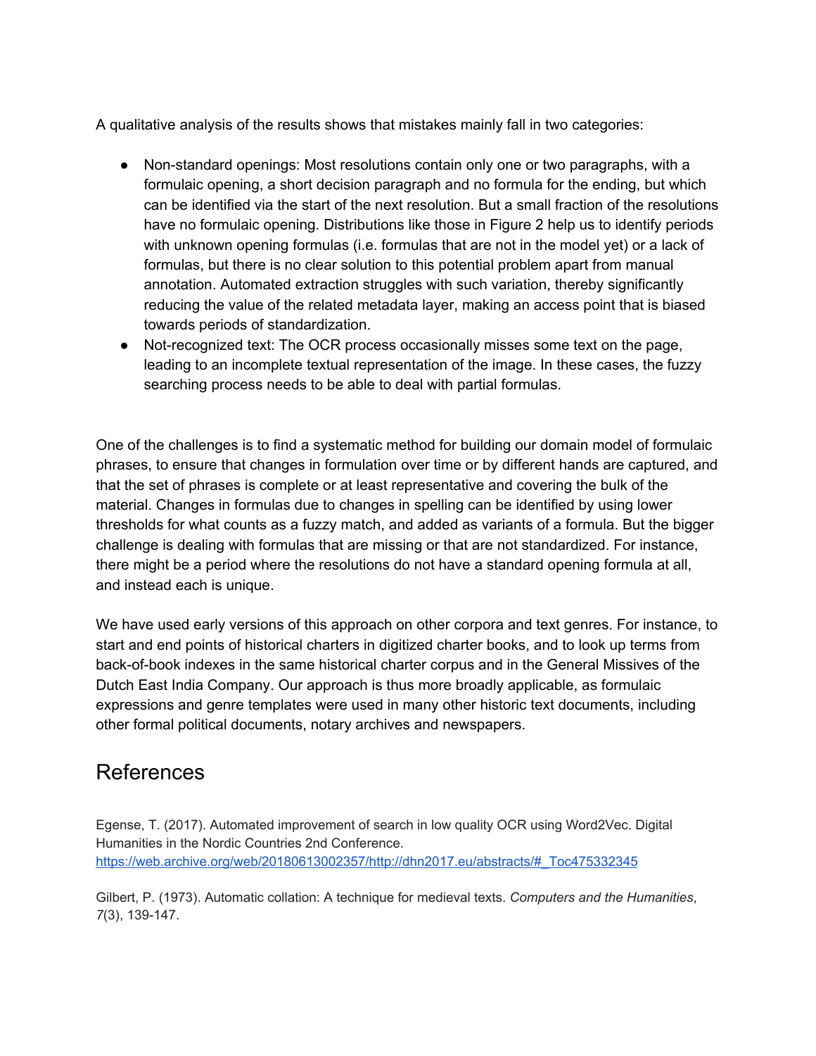A qualitative analysis of the results shows that mistakes mainly fall in two categories:

- Non-standard openings: Most resolutions contain only one or two paragraphs, with a formulaic opening, a short decision paragraph and no formula for the ending, but which can be identified via the start of the next resolution. But a small fraction of the resolutions have no formulaic opening. Distributions like those in Figure 2 help us to identify periods with unknown opening formulas (i.e. formulas that are not in the model yet) or a lack of formulas, but there is no clear solution to this potential problem apart from manual annotation. Automated extraction struggles with such variation, thereby significantly reducing the value of the related metadata layer, making an access point that is biased towards periods of standardization.
- Not-recognized text: The OCR process occasionally misses some text on the page, leading to an incomplete textual representation of the image. In these cases, the fuzzy searching process needs to be able to deal with partial formulas.

One of the challenges is to find a systematic method for building our domain model of formulaic phrases, to ensure that changes in formulation over time or by different hands are captured, and that the set of phrases is complete or at least representative and covering the bulk of the material. Changes in formulas due to changes in spelling can be identified by using lower thresholds for what counts as a fuzzy match, and added as variants of a formula. But the bigger challenge is dealing with formulas that are missing or that are not standardized. For instance, there might be a period where the resolutions do not have a standard opening formula at all, and instead each is unique.

We have used early versions of this approach on other corpora and text genres. For instance, to start and end points of historical charters in digitized charter books, and to look up terms from back-of-book indexes in the same historical charter corpus and in the General Missives of the Dutch East India Company. Our approach is thus more broadly applicable, as formulaic expressions and genre templates were used in many other historic text documents, including other formal political documents, notary archives and newspapers.

## References

Egense, T. (2017). Automated improvement of search in low quality OCR using Word2Vec. Digital Humanities in the Nordic Countries 2nd Conference. https://web.archive.org/web/20180613002357/http://dhn2017.eu/abstracts/#_Toc475332345

Gilbert, P. (1973). Automatic collation: A technique for medieval texts. *Computers and the Humanities*, *7*(3), 139-147.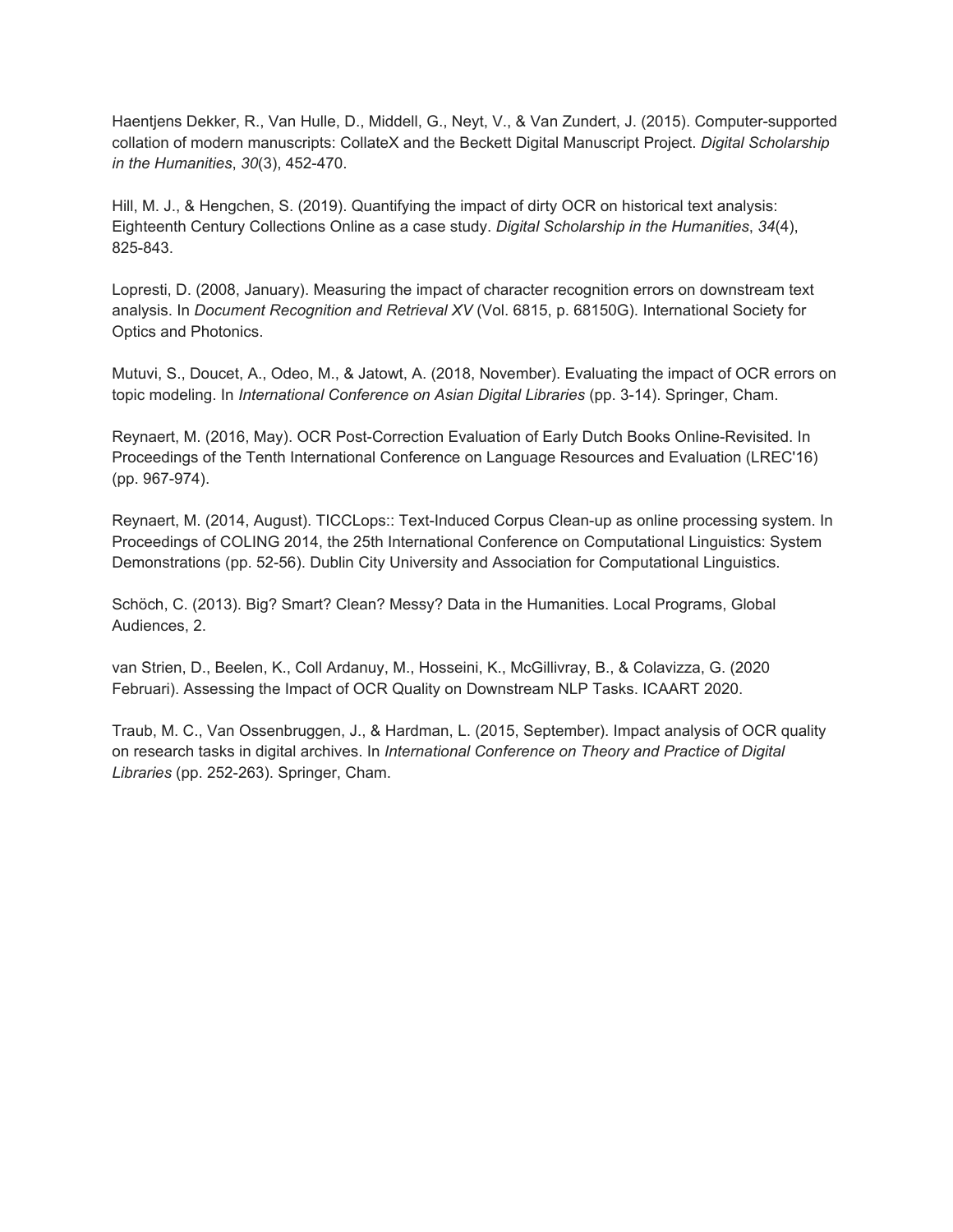Haentjens Dekker, R., Van Hulle, D., Middell, G., Neyt, V., & Van Zundert, J. (2015). Computer-supported collation of modern manuscripts: CollateX and the Beckett Digital Manuscript Project. *Digital Scholarship in the Humanities*, *30*(3), 452-470.

Hill, M. J., & Hengchen, S. (2019). Quantifying the impact of dirty OCR on historical text analysis: Eighteenth Century Collections Online as a case study. *Digital Scholarship in the Humanities*, *34*(4), 825-843.

Lopresti, D. (2008, January). Measuring the impact of character recognition errors on downstream text analysis. In *Document Recognition and Retrieval XV* (Vol. 6815, p. 68150G). International Society for Optics and Photonics.

Mutuvi, S., Doucet, A., Odeo, M., & Jatowt, A. (2018, November). Evaluating the impact of OCR errors on topic modeling. In *International Conference on Asian Digital Libraries* (pp. 3-14). Springer, Cham.

Reynaert, M. (2016, May). OCR Post-Correction Evaluation of Early Dutch Books Online-Revisited. In Proceedings of the Tenth International Conference on Language Resources and Evaluation (LREC'16) (pp. 967-974).

Reynaert, M. (2014, August). TICCLops:: Text-Induced Corpus Clean-up as online processing system. In Proceedings of COLING 2014, the 25th International Conference on Computational Linguistics: System Demonstrations (pp. 52-56). Dublin City University and Association for Computational Linguistics.

Schöch, C. (2013). Big? Smart? Clean? Messy? Data in the Humanities. Local Programs, Global Audiences, 2.

van Strien, D., Beelen, K., Coll Ardanuy, M., Hosseini, K., McGillivray, B., & Colavizza, G. (2020 Februari). Assessing the Impact of OCR Quality on Downstream NLP Tasks. ICAART 2020.

Traub, M. C., Van Ossenbruggen, J., & Hardman, L. (2015, September). Impact analysis of OCR quality on research tasks in digital archives. In *International Conference on Theory and Practice of Digital Libraries* (pp. 252-263). Springer, Cham.